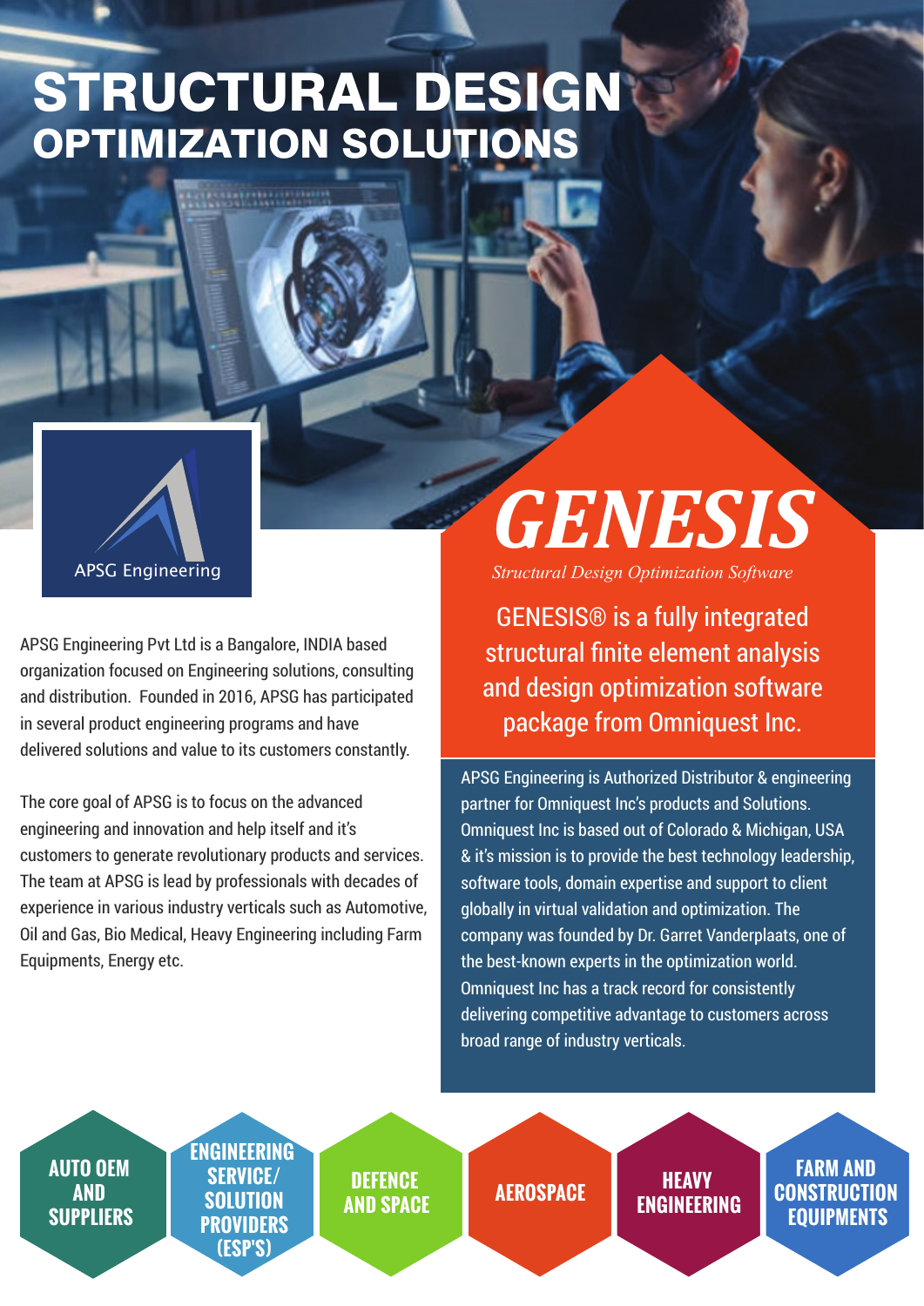# STRUCTURAL DESIGN
## OPTIMIZATION SOLUTIONS

APSG Engineering

APSG Engineering Pvt Ltd is a Bangalore, INDIA based organization focused on Engineering solutions, consulting and distribution. Founded in 2016, APSG has participated in several product engineering programs and have delivered solutions and value to its customers constantly.

The core goal of APSG is to focus on the advanced engineering and innovation and help itself and it's customers to generate revolutionary products and services. The team at APSG is lead by professionals with decades of experience in various industry verticals such as Automotive, Oil and Gas, Bio Medical, Heavy Engineering including Farm Equipments, Energy etc.

# *GENESIS*

*Structural Design Optimization Software*

GENESIS® is a fully integrated structural finite element analysis and design optimization software package from Omniquest Inc.

APSG Engineering is Authorized Distributor & engineering partner for Omniquest Inc's products and Solutions. Omniquest Inc is based out of Colorado & Michigan, USA & it's mission is to provide the best technology leadership, software tools, domain expertise and support to client globally in virtual validation and optimization. The company was founded by Dr. Garret Vanderplaats, one of the best-known experts in the optimization world. Omniquest Inc has a track record for consistently delivering competitive advantage to customers across broad range of industry verticals.

- **AUTO OEM AND SUPPLIERS**
- **ENGINEERING SERVICE/ SOLUTION PROVIDERS (ESP'S)**
- **DEFENCE AND SPACE**
- **AEROSPACE**
- **HEAVY ENGINEERING**
- **FARM AND CONSTRUCTION EQUIPMENTS**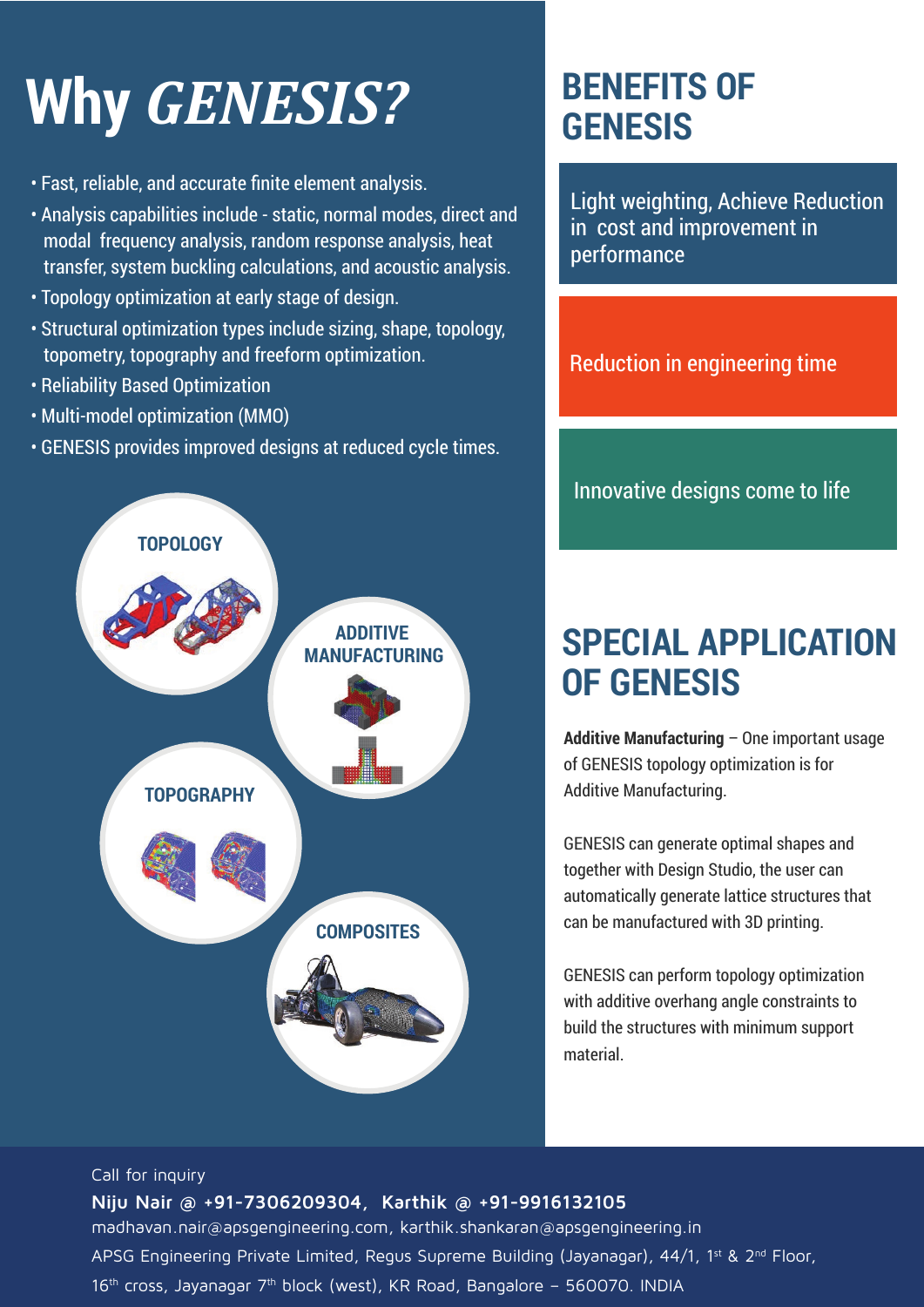# Why *GENESIS?*

- Fast, reliable, and accurate finite element analysis.
- Analysis capabilities include - static, normal modes, direct and modal frequency analysis, random response analysis, heat transfer, system buckling calculations, and acoustic analysis.
- Topology optimization at early stage of design.
- Structural optimization types include sizing, shape, topology, topometry, topography and freeform optimization.
- Reliability Based Optimization
- Multi-model optimization (MMO)
- GENESIS provides improved designs at reduced cycle times.

TOPOLOGY

ADDITIVE MANUFACTURING

TOPOGRAPHY

COMPOSITES

## BENEFITS OF GENESIS

Light weighting, Achieve Reduction in cost and improvement in performance

Reduction in engineering time

Innovative designs come to life

## SPECIAL APPLICATION OF GENESIS

**Additive Manufacturing** – One important usage of GENESIS topology optimization is for Additive Manufacturing.

GENESIS can generate optimal shapes and together with Design Studio, the user can automatically generate lattice structures that can be manufactured with 3D printing.

GENESIS can perform topology optimization with additive overhang angle constraints to build the structures with minimum support material.

Call for inquiry

**Niju Nair @ +91-7306209304, Karthik @ +91-9916132105**

madhavan.nair@apsgengineering.com, karthik.shankaran@apsgengineering.in

APSG Engineering Private Limited, Regus Supreme Building (Jayanagar), 44/1, 1st & 2nd Floor, 16th cross, Jayanagar 7th block (west), KR Road, Bangalore – 560070. INDIA